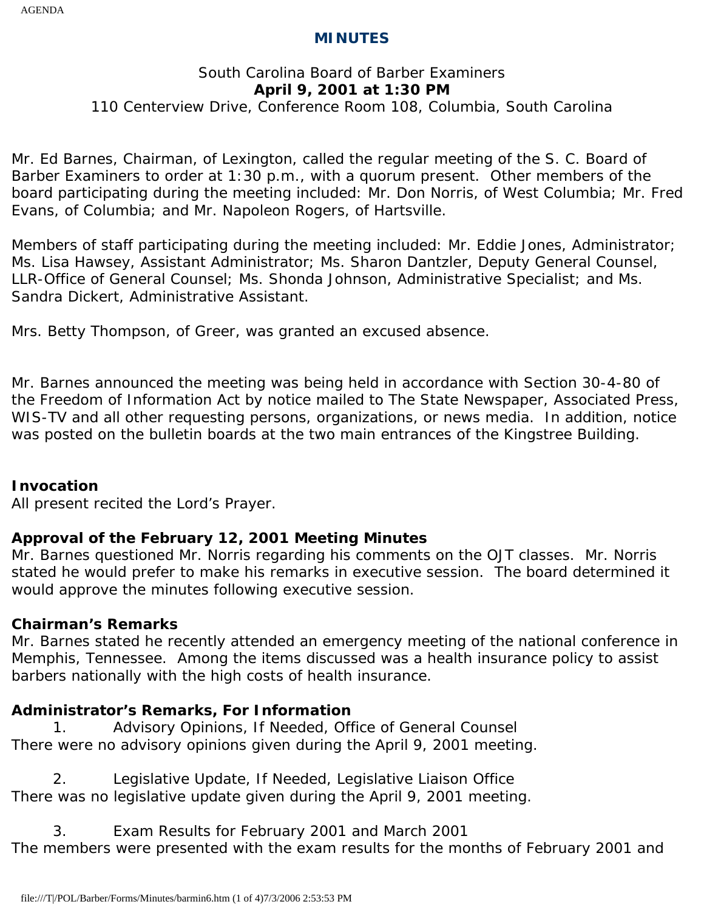# MINUTES

South Carolina Board of Barber Examiners
**April 9, 2001 at 1:30 PM**
110 Centerview Drive, Conference Room 108, Columbia, South Carolina

Mr. Ed Barnes, Chairman, of Lexington, called the regular meeting of the S. C. Board of Barber Examiners to order at 1:30 p.m., with a quorum present. Other members of the board participating during the meeting included: Mr. Don Norris, of West Columbia; Mr. Fred Evans, of Columbia; and Mr. Napoleon Rogers, of Hartsville.

Members of staff participating during the meeting included: Mr. Eddie Jones, Administrator; Ms. Lisa Hawsey, Assistant Administrator; Ms. Sharon Dantzler, Deputy General Counsel, LLR-Office of General Counsel; Ms. Shonda Johnson, Administrative Specialist; and Ms. Sandra Dickert, Administrative Assistant.

Mrs. Betty Thompson, of Greer, was granted an excused absence.

Mr. Barnes announced the meeting was being held in accordance with Section 30-4-80 of the Freedom of Information Act by notice mailed to The State Newspaper, Associated Press, WIS-TV and all other requesting persons, organizations, or news media. In addition, notice was posted on the bulletin boards at the two main entrances of the Kingstree Building.

**Invocation**
All present recited the Lord's Prayer.

**Approval of the February 12, 2001 Meeting Minutes**
Mr. Barnes questioned Mr. Norris regarding his comments on the OJT classes. Mr. Norris stated he would prefer to make his remarks in executive session. The board determined it would approve the minutes following executive session.

**Chairman's Remarks**
Mr. Barnes stated he recently attended an emergency meeting of the national conference in Memphis, Tennessee. Among the items discussed was a health insurance policy to assist barbers nationally with the high costs of health insurance.

**Administrator's Remarks, For Information**

1. Advisory Opinions, If Needed, Office of General Counsel

There were no advisory opinions given during the April 9, 2001 meeting.

2. Legislative Update, If Needed, Legislative Liaison Office

There was no legislative update given during the April 9, 2001 meeting.

3. Exam Results for February 2001 and March 2001

The members were presented with the exam results for the months of February 2001 and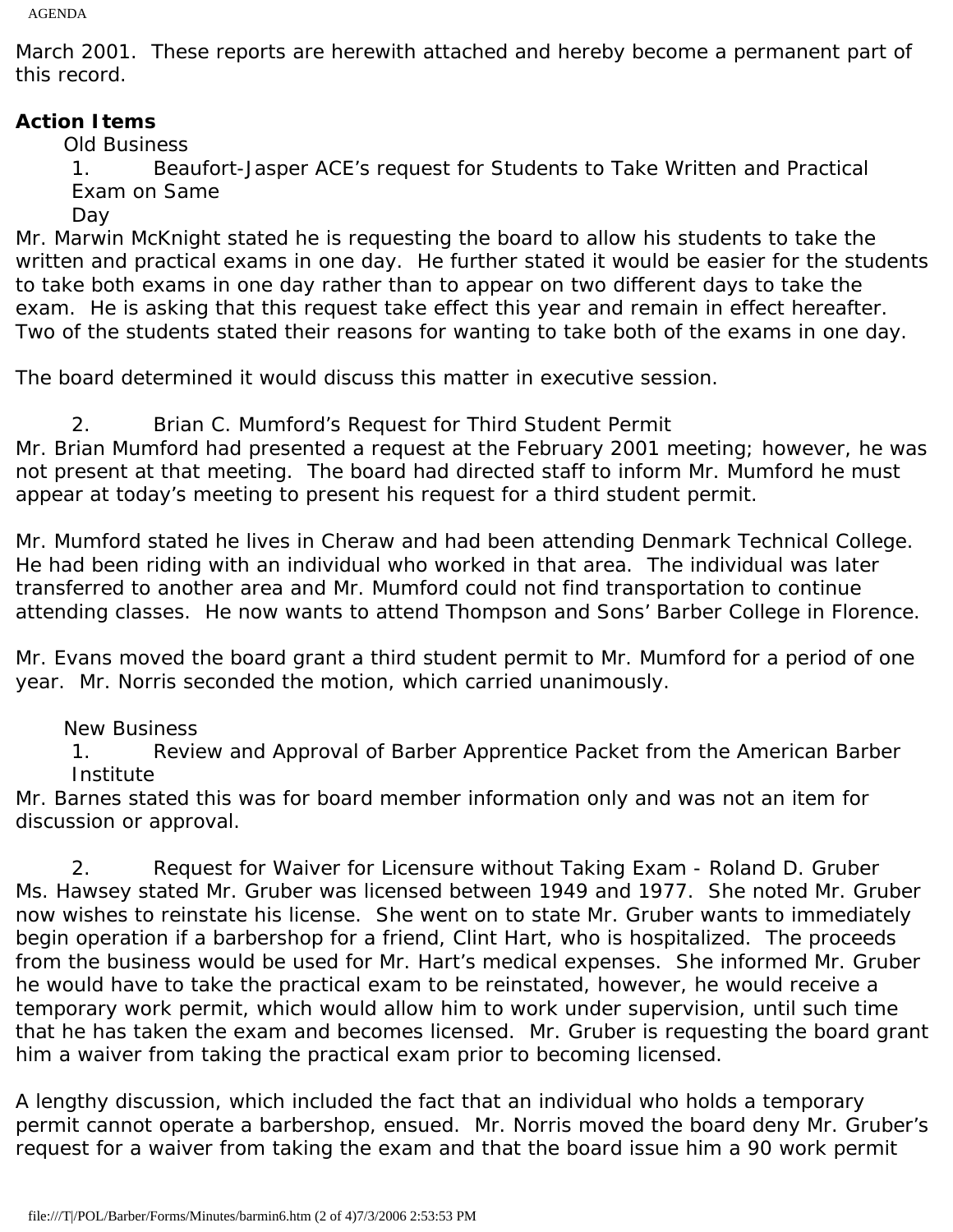March 2001. These reports are herewith attached and hereby become a permanent part of this record.

**Action Items**

Old Business

1. Beaufort-Jasper ACE's request for Students to Take Written and Practical Exam on Same Day

Mr. Marwin McKnight stated he is requesting the board to allow his students to take the written and practical exams in one day. He further stated it would be easier for the students to take both exams in one day rather than to appear on two different days to take the exam. He is asking that this request take effect this year and remain in effect hereafter. Two of the students stated their reasons for wanting to take both of the exams in one day.

The board determined it would discuss this matter in executive session.

2. Brian C. Mumford's Request for Third Student Permit

Mr. Brian Mumford had presented a request at the February 2001 meeting; however, he was not present at that meeting. The board had directed staff to inform Mr. Mumford he must appear at today's meeting to present his request for a third student permit.

Mr. Mumford stated he lives in Cheraw and had been attending Denmark Technical College. He had been riding with an individual who worked in that area. The individual was later transferred to another area and Mr. Mumford could not find transportation to continue attending classes. He now wants to attend Thompson and Sons' Barber College in Florence.

Mr. Evans moved the board grant a third student permit to Mr. Mumford for a period of one year. Mr. Norris seconded the motion, which carried unanimously.

New Business

1. Review and Approval of Barber Apprentice Packet from the American Barber Institute

Mr. Barnes stated this was for board member information only and was not an item for discussion or approval.

2. Request for Waiver for Licensure without Taking Exam - Roland D. Gruber

Ms. Hawsey stated Mr. Gruber was licensed between 1949 and 1977. She noted Mr. Gruber now wishes to reinstate his license. She went on to state Mr. Gruber wants to immediately begin operation if a barbershop for a friend, Clint Hart, who is hospitalized. The proceeds from the business would be used for Mr. Hart's medical expenses. She informed Mr. Gruber he would have to take the practical exam to be reinstated, however, he would receive a temporary work permit, which would allow him to work under supervision, until such time that he has taken the exam and becomes licensed. Mr. Gruber is requesting the board grant him a waiver from taking the practical exam prior to becoming licensed.

A lengthy discussion, which included the fact that an individual who holds a temporary permit cannot operate a barbershop, ensued. Mr. Norris moved the board deny Mr. Gruber's request for a waiver from taking the exam and that the board issue him a 90 work permit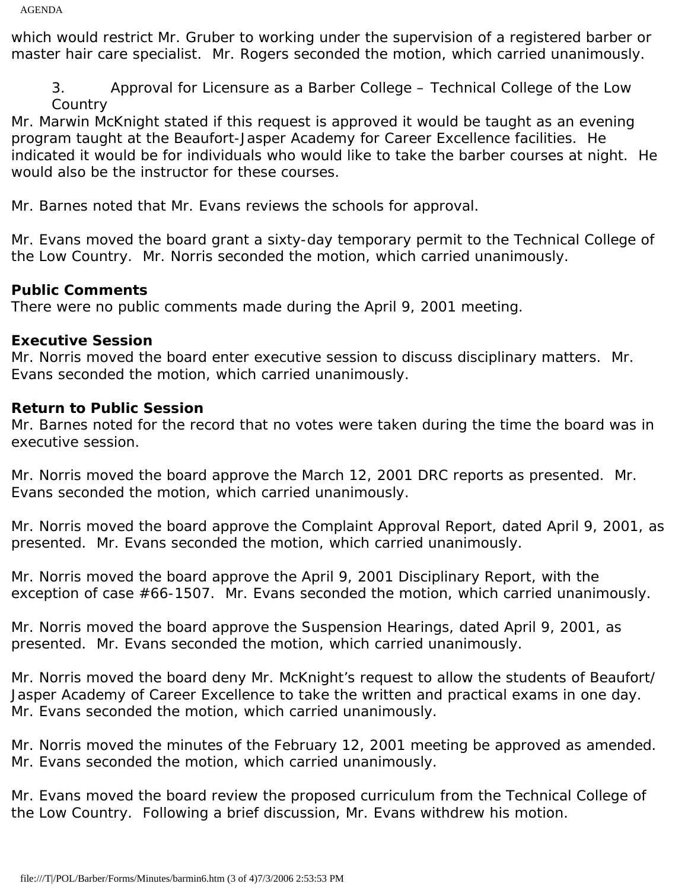which would restrict Mr. Gruber to working under the supervision of a registered barber or master hair care specialist. Mr. Rogers seconded the motion, which carried unanimously.

3. Approval for Licensure as a Barber College – Technical College of the Low Country

Mr. Marwin McKnight stated if this request is approved it would be taught as an evening program taught at the Beaufort-Jasper Academy for Career Excellence facilities. He indicated it would be for individuals who would like to take the barber courses at night. He would also be the instructor for these courses.

Mr. Barnes noted that Mr. Evans reviews the schools for approval.

Mr. Evans moved the board grant a sixty-day temporary permit to the Technical College of the Low Country. Mr. Norris seconded the motion, which carried unanimously.

**Public Comments**
There were no public comments made during the April 9, 2001 meeting.

**Executive Session**
Mr. Norris moved the board enter executive session to discuss disciplinary matters. Mr. Evans seconded the motion, which carried unanimously.

**Return to Public Session**
Mr. Barnes noted for the record that no votes were taken during the time the board was in executive session.

Mr. Norris moved the board approve the March 12, 2001 DRC reports as presented. Mr. Evans seconded the motion, which carried unanimously.

Mr. Norris moved the board approve the Complaint Approval Report, dated April 9, 2001, as presented. Mr. Evans seconded the motion, which carried unanimously.

Mr. Norris moved the board approve the April 9, 2001 Disciplinary Report, with the exception of case #66-1507. Mr. Evans seconded the motion, which carried unanimously.

Mr. Norris moved the board approve the Suspension Hearings, dated April 9, 2001, as presented. Mr. Evans seconded the motion, which carried unanimously.

Mr. Norris moved the board deny Mr. McKnight's request to allow the students of Beaufort/Jasper Academy of Career Excellence to take the written and practical exams in one day. Mr. Evans seconded the motion, which carried unanimously.

Mr. Norris moved the minutes of the February 12, 2001 meeting be approved as amended. Mr. Evans seconded the motion, which carried unanimously.

Mr. Evans moved the board review the proposed curriculum from the Technical College of the Low Country. Following a brief discussion, Mr. Evans withdrew his motion.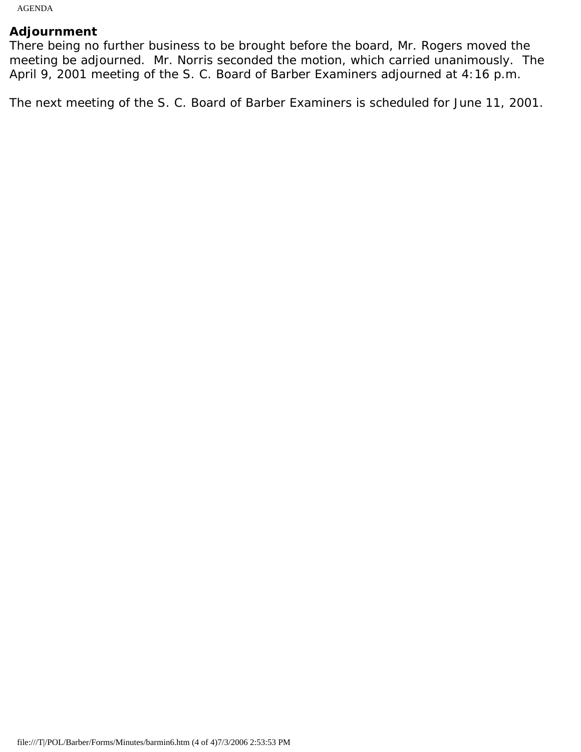**Adjournment**
There being no further business to be brought before the board, Mr. Rogers moved the meeting be adjourned. Mr. Norris seconded the motion, which carried unanimously. The April 9, 2001 meeting of the S. C. Board of Barber Examiners adjourned at 4:16 p.m.

The next meeting of the S. C. Board of Barber Examiners is scheduled for June 11, 2001.